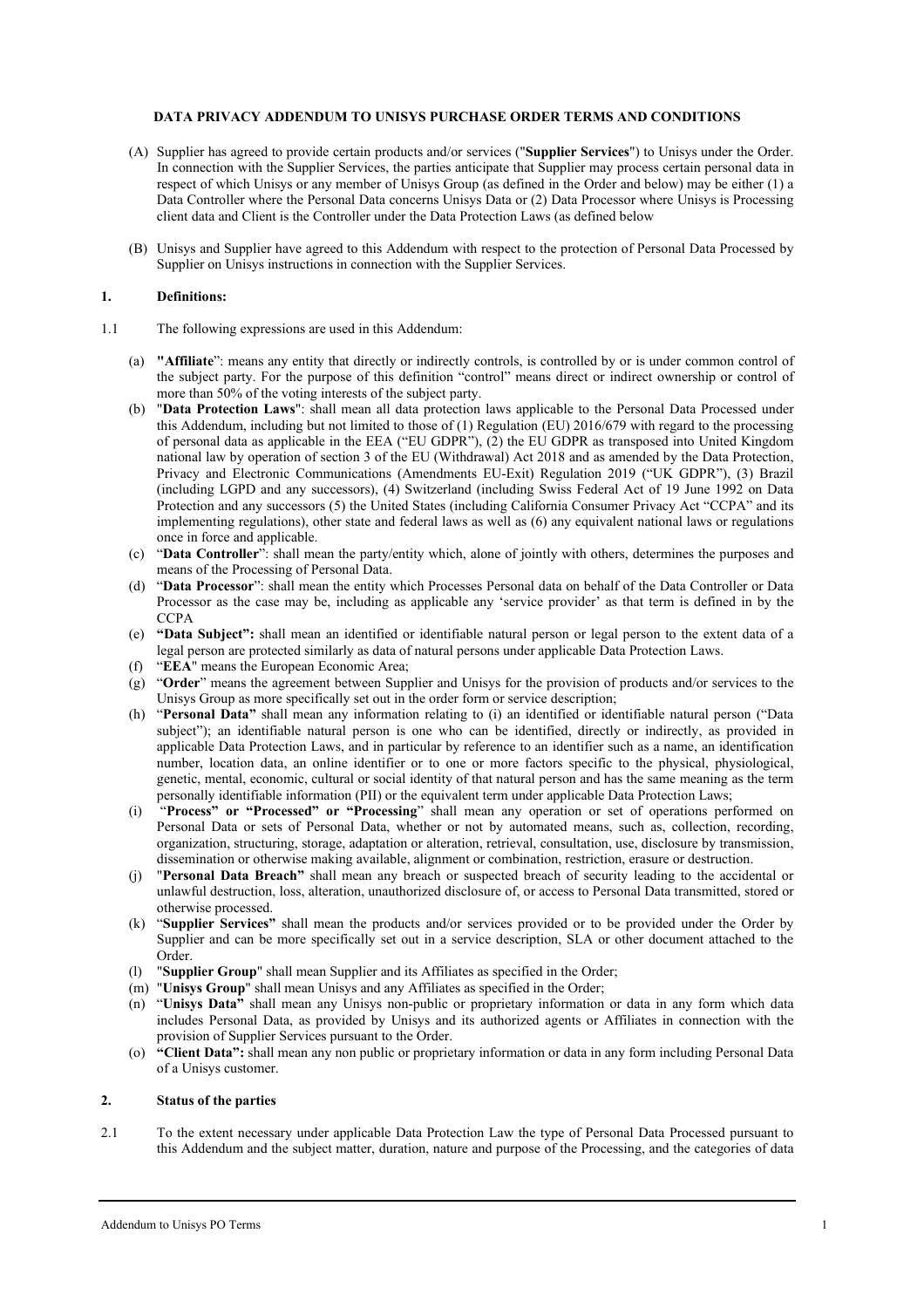**DATA PRIVACY ADDENDUM TO UNISYS PURCHASE ORDER TERMS AND CONDITIONS**

(A) Supplier has agreed to provide certain products and/or services ("**Supplier Services**") to Unisys under the Order. In connection with the Supplier Services, the parties anticipate that Supplier may process certain personal data in respect of which Unisys or any member of Unisys Group (as defined in the Order and below) may be either (1) a Data Controller where the Personal Data concerns Unisys Data or (2) Data Processor where Unisys is Processing client data and Client is the Controller under the Data Protection Laws (as defined below

(B) Unisys and Supplier have agreed to this Addendum with respect to the protection of Personal Data Processed by Supplier on Unisys instructions in connection with the Supplier Services.

## 1. Definitions:

1.1 The following expressions are used in this Addendum:

(a) **"Affiliate**": means any entity that directly or indirectly controls, is controlled by or is under common control of the subject party. For the purpose of this definition "control" means direct or indirect ownership or control of more than 50% of the voting interests of the subject party.

(b) "**Data Protection Laws**": shall mean all data protection laws applicable to the Personal Data Processed under this Addendum, including but not limited to those of (1) Regulation (EU) 2016/679 with regard to the processing of personal data as applicable in the EEA ("EU GDPR"), (2) the EU GDPR as transposed into United Kingdom national law by operation of section 3 of the EU (Withdrawal) Act 2018 and as amended by the Data Protection, Privacy and Electronic Communications (Amendments EU-Exit) Regulation 2019 ("UK GDPR"), (3) Brazil (including LGPD and any successors), (4) Switzerland (including Swiss Federal Act of 19 June 1992 on Data Protection and any successors (5) the United States (including California Consumer Privacy Act "CCPA" and its implementing regulations), other state and federal laws as well as (6) any equivalent national laws or regulations once in force and applicable.

(c) "**Data Controller**": shall mean the party/entity which, alone of jointly with others, determines the purposes and means of the Processing of Personal Data.

(d) "**Data Processor**": shall mean the entity which Processes Personal data on behalf of the Data Controller or Data Processor as the case may be, including as applicable any 'service provider' as that term is defined in by the CCPA

(e) **"Data Subject":** shall mean an identified or identifiable natural person or legal person to the extent data of a legal person are protected similarly as data of natural persons under applicable Data Protection Laws.

(f) "**EEA**" means the European Economic Area;

(g) "**Order**" means the agreement between Supplier and Unisys for the provision of products and/or services to the Unisys Group as more specifically set out in the order form or service description;

(h) "**Personal Data"** shall mean any information relating to (i) an identified or identifiable natural person ("Data subject"); an identifiable natural person is one who can be identified, directly or indirectly, as provided in applicable Data Protection Laws, and in particular by reference to an identifier such as a name, an identification number, location data, an online identifier or to one or more factors specific to the physical, physiological, genetic, mental, economic, cultural or social identity of that natural person and has the same meaning as the term personally identifiable information (PII) or the equivalent term under applicable Data Protection Laws;

(i) "**Process" or "Processed" or "Processing**" shall mean any operation or set of operations performed on Personal Data or sets of Personal Data, whether or not by automated means, such as, collection, recording, organization, structuring, storage, adaptation or alteration, retrieval, consultation, use, disclosure by transmission, dissemination or otherwise making available, alignment or combination, restriction, erasure or destruction.

(j) "**Personal Data Breach"** shall mean any breach or suspected breach of security leading to the accidental or unlawful destruction, loss, alteration, unauthorized disclosure of, or access to Personal Data transmitted, stored or otherwise processed.

(k) "**Supplier Services"** shall mean the products and/or services provided or to be provided under the Order by Supplier and can be more specifically set out in a service description, SLA or other document attached to the Order.

(l) "**Supplier Group**" shall mean Supplier and its Affiliates as specified in the Order;

(m) "**Unisys Group**" shall mean Unisys and any Affiliates as specified in the Order;

(n) "**Unisys Data"** shall mean any Unisys non-public or proprietary information or data in any form which data includes Personal Data, as provided by Unisys and its authorized agents or Affiliates in connection with the provision of Supplier Services pursuant to the Order.

(o) **"Client Data":** shall mean any non public or proprietary information or data in any form including Personal Data of a Unisys customer.

## 2. Status of the parties

2.1 To the extent necessary under applicable Data Protection Law the type of Personal Data Processed pursuant to this Addendum and the subject matter, duration, nature and purpose of the Processing, and the categories of data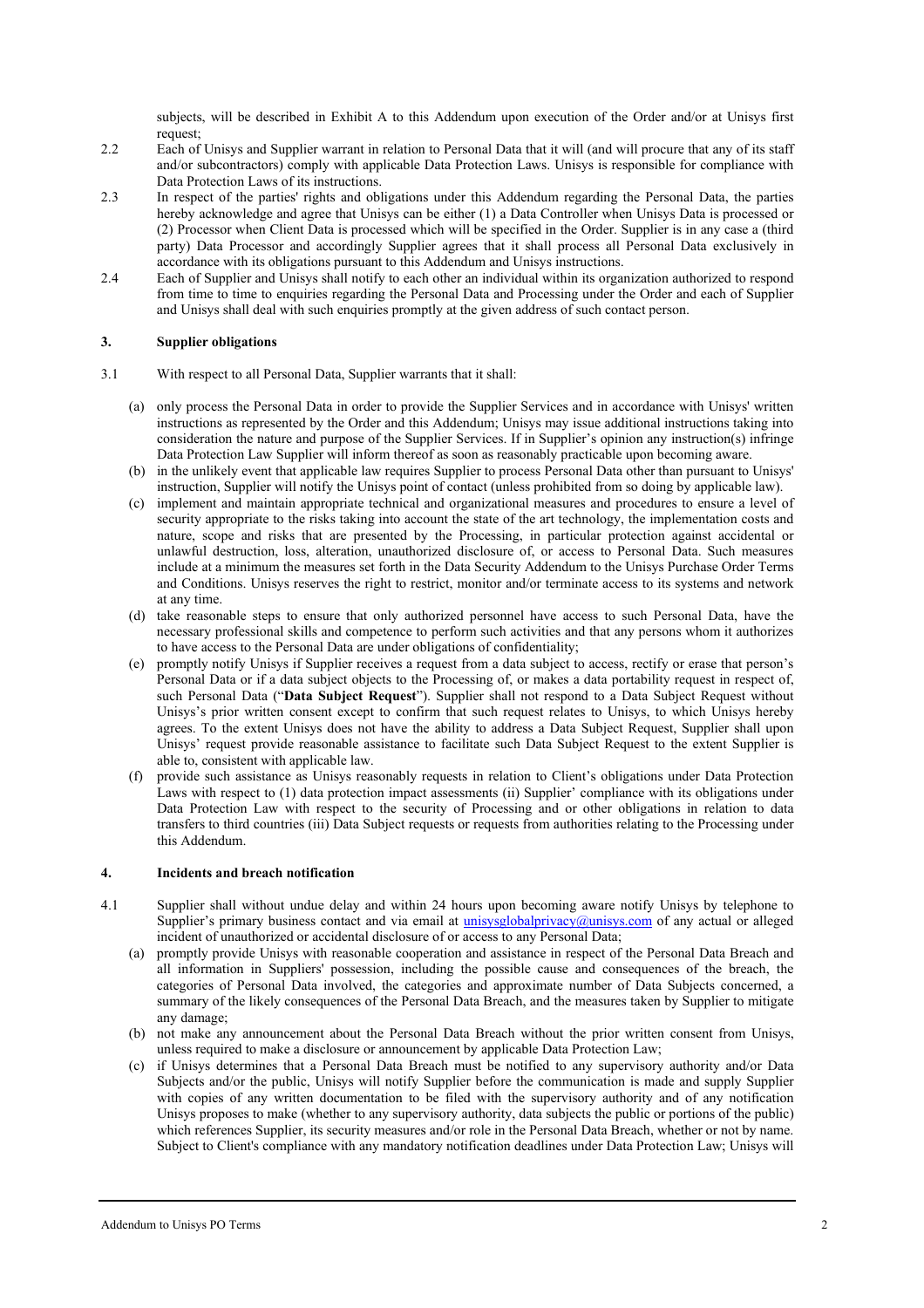subjects, will be described in Exhibit A to this Addendum upon execution of the Order and/or at Unisys first request;

2.2 Each of Unisys and Supplier warrant in relation to Personal Data that it will (and will procure that any of its staff and/or subcontractors) comply with applicable Data Protection Laws. Unisys is responsible for compliance with Data Protection Laws of its instructions.

2.3 In respect of the parties' rights and obligations under this Addendum regarding the Personal Data, the parties hereby acknowledge and agree that Unisys can be either (1) a Data Controller when Unisys Data is processed or (2) Processor when Client Data is processed which will be specified in the Order. Supplier is in any case a (third party) Data Processor and accordingly Supplier agrees that it shall process all Personal Data exclusively in accordance with its obligations pursuant to this Addendum and Unisys instructions.

2.4 Each of Supplier and Unisys shall notify to each other an individual within its organization authorized to respond from time to time to enquiries regarding the Personal Data and Processing under the Order and each of Supplier and Unisys shall deal with such enquiries promptly at the given address of such contact person.

## 3. Supplier obligations

3.1 With respect to all Personal Data, Supplier warrants that it shall:

(a) only process the Personal Data in order to provide the Supplier Services and in accordance with Unisys' written instructions as represented by the Order and this Addendum; Unisys may issue additional instructions taking into consideration the nature and purpose of the Supplier Services. If in Supplier's opinion any instruction(s) infringe Data Protection Law Supplier will inform thereof as soon as reasonably practicable upon becoming aware.

(b) in the unlikely event that applicable law requires Supplier to process Personal Data other than pursuant to Unisys' instruction, Supplier will notify the Unisys point of contact (unless prohibited from so doing by applicable law).

(c) implement and maintain appropriate technical and organizational measures and procedures to ensure a level of security appropriate to the risks taking into account the state of the art technology, the implementation costs and nature, scope and risks that are presented by the Processing, in particular protection against accidental or unlawful destruction, loss, alteration, unauthorized disclosure of, or access to Personal Data. Such measures include at a minimum the measures set forth in the Data Security Addendum to the Unisys Purchase Order Terms and Conditions. Unisys reserves the right to restrict, monitor and/or terminate access to its systems and network at any time.

(d) take reasonable steps to ensure that only authorized personnel have access to such Personal Data, have the necessary professional skills and competence to perform such activities and that any persons whom it authorizes to have access to the Personal Data are under obligations of confidentiality;

(e) promptly notify Unisys if Supplier receives a request from a data subject to access, rectify or erase that person's Personal Data or if a data subject objects to the Processing of, or makes a data portability request in respect of, such Personal Data ("**Data Subject Request**"). Supplier shall not respond to a Data Subject Request without Unisys's prior written consent except to confirm that such request relates to Unisys, to which Unisys hereby agrees. To the extent Unisys does not have the ability to address a Data Subject Request, Supplier shall upon Unisys' request provide reasonable assistance to facilitate such Data Subject Request to the extent Supplier is able to, consistent with applicable law.

(f) provide such assistance as Unisys reasonably requests in relation to Client's obligations under Data Protection Laws with respect to (1) data protection impact assessments (ii) Supplier' compliance with its obligations under Data Protection Law with respect to the security of Processing and or other obligations in relation to data transfers to third countries (iii) Data Subject requests or requests from authorities relating to the Processing under this Addendum.

## 4. Incidents and breach notification

4.1 Supplier shall without undue delay and within 24 hours upon becoming aware notify Unisys by telephone to Supplier's primary business contact and via email at unisysglobalprivacy@unisys.com of any actual or alleged incident of unauthorized or accidental disclosure of or access to any Personal Data;

(a) promptly provide Unisys with reasonable cooperation and assistance in respect of the Personal Data Breach and all information in Suppliers' possession, including the possible cause and consequences of the breach, the categories of Personal Data involved, the categories and approximate number of Data Subjects concerned, a summary of the likely consequences of the Personal Data Breach, and the measures taken by Supplier to mitigate any damage;

(b) not make any announcement about the Personal Data Breach without the prior written consent from Unisys, unless required to make a disclosure or announcement by applicable Data Protection Law;

(c) if Unisys determines that a Personal Data Breach must be notified to any supervisory authority and/or Data Subjects and/or the public, Unisys will notify Supplier before the communication is made and supply Supplier with copies of any written documentation to be filed with the supervisory authority and of any notification Unisys proposes to make (whether to any supervisory authority, data subjects the public or portions of the public) which references Supplier, its security measures and/or role in the Personal Data Breach, whether or not by name. Subject to Client's compliance with any mandatory notification deadlines under Data Protection Law; Unisys will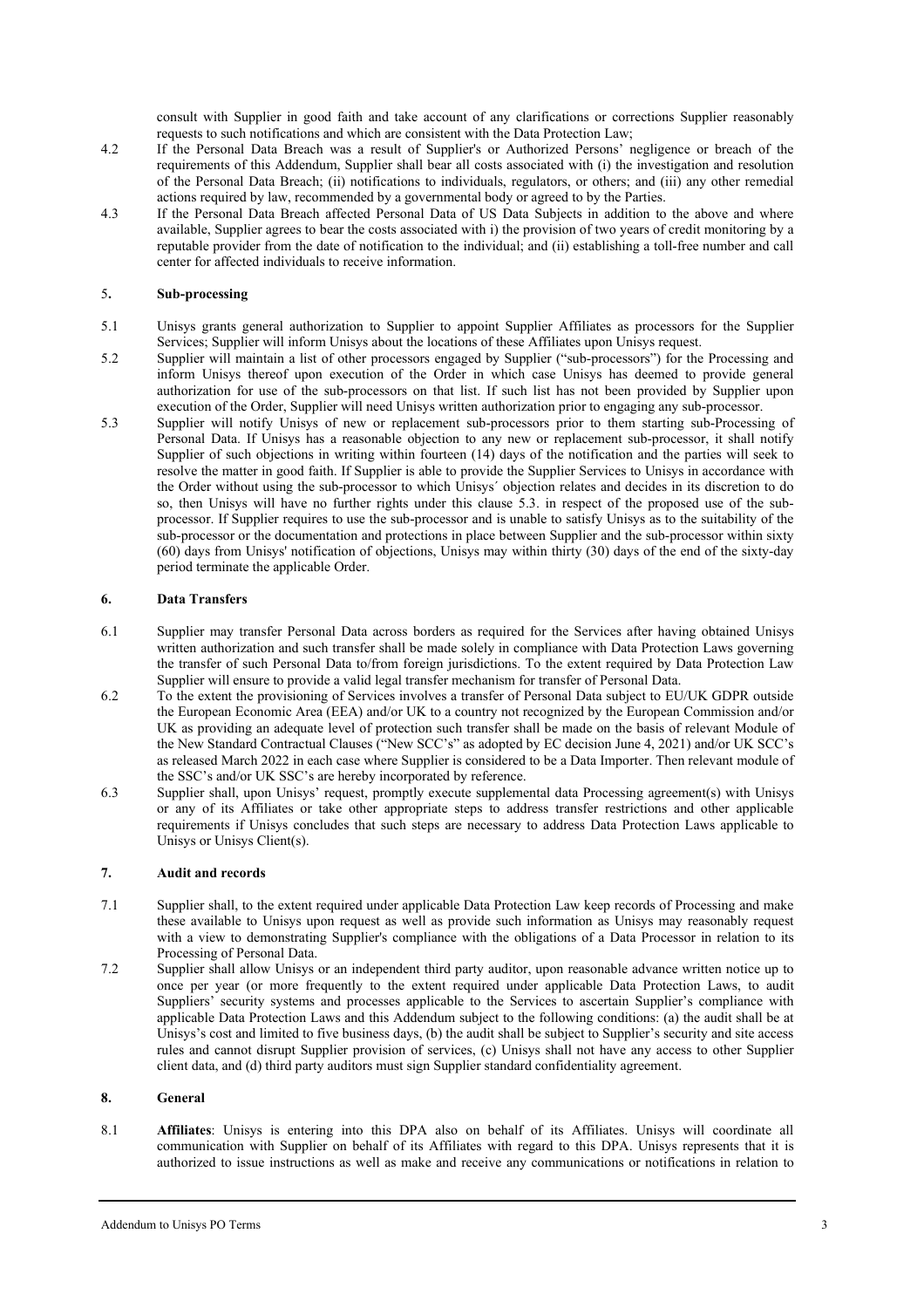consult with Supplier in good faith and take account of any clarifications or corrections Supplier reasonably requests to such notifications and which are consistent with the Data Protection Law;

4.2 If the Personal Data Breach was a result of Supplier's or Authorized Persons' negligence or breach of the requirements of this Addendum, Supplier shall bear all costs associated with (i) the investigation and resolution of the Personal Data Breach; (ii) notifications to individuals, regulators, or others; and (iii) any other remedial actions required by law, recommended by a governmental body or agreed to by the Parties.

4.3 If the Personal Data Breach affected Personal Data of US Data Subjects in addition to the above and where available, Supplier agrees to bear the costs associated with i) the provision of two years of credit monitoring by a reputable provider from the date of notification to the individual; and (ii) establishing a toll-free number and call center for affected individuals to receive information.

## 5. Sub-processing

5.1 Unisys grants general authorization to Supplier to appoint Supplier Affiliates as processors for the Supplier Services; Supplier will inform Unisys about the locations of these Affiliates upon Unisys request.

5.2 Supplier will maintain a list of other processors engaged by Supplier ("sub-processors") for the Processing and inform Unisys thereof upon execution of the Order in which case Unisys has deemed to provide general authorization for use of the sub-processors on that list. If such list has not been provided by Supplier upon execution of the Order, Supplier will need Unisys written authorization prior to engaging any sub-processor.

5.3 Supplier will notify Unisys of new or replacement sub-processors prior to them starting sub-Processing of Personal Data. If Unisys has a reasonable objection to any new or replacement sub-processor, it shall notify Supplier of such objections in writing within fourteen (14) days of the notification and the parties will seek to resolve the matter in good faith. If Supplier is able to provide the Supplier Services to Unisys in accordance with the Order without using the sub-processor to which Unisys´ objection relates and decides in its discretion to do so, then Unisys will have no further rights under this clause 5.3. in respect of the proposed use of the sub-processor. If Supplier requires to use the sub-processor and is unable to satisfy Unisys as to the suitability of the sub-processor or the documentation and protections in place between Supplier and the sub-processor within sixty (60) days from Unisys' notification of objections, Unisys may within thirty (30) days of the end of the sixty-day period terminate the applicable Order.

## 6. Data Transfers

6.1 Supplier may transfer Personal Data across borders as required for the Services after having obtained Unisys written authorization and such transfer shall be made solely in compliance with Data Protection Laws governing the transfer of such Personal Data to/from foreign jurisdictions. To the extent required by Data Protection Law Supplier will ensure to provide a valid legal transfer mechanism for transfer of Personal Data.

6.2 To the extent the provisioning of Services involves a transfer of Personal Data subject to EU/UK GDPR outside the European Economic Area (EEA) and/or UK to a country not recognized by the European Commission and/or UK as providing an adequate level of protection such transfer shall be made on the basis of relevant Module of the New Standard Contractual Clauses ("New SCC's" as adopted by EC decision June 4, 2021) and/or UK SCC's as released March 2022 in each case where Supplier is considered to be a Data Importer. Then relevant module of the SSC's and/or UK SSC's are hereby incorporated by reference.

6.3 Supplier shall, upon Unisys' request, promptly execute supplemental data Processing agreement(s) with Unisys or any of its Affiliates or take other appropriate steps to address transfer restrictions and other applicable requirements if Unisys concludes that such steps are necessary to address Data Protection Laws applicable to Unisys or Unisys Client(s).

## 7. Audit and records

7.1 Supplier shall, to the extent required under applicable Data Protection Law keep records of Processing and make these available to Unisys upon request as well as provide such information as Unisys may reasonably request with a view to demonstrating Supplier's compliance with the obligations of a Data Processor in relation to its Processing of Personal Data.

7.2 Supplier shall allow Unisys or an independent third party auditor, upon reasonable advance written notice up to once per year (or more frequently to the extent required under applicable Data Protection Laws, to audit Suppliers' security systems and processes applicable to the Services to ascertain Supplier's compliance with applicable Data Protection Laws and this Addendum subject to the following conditions: (a) the audit shall be at Unisys's cost and limited to five business days, (b) the audit shall be subject to Supplier's security and site access rules and cannot disrupt Supplier provision of services, (c) Unisys shall not have any access to other Supplier client data, and (d) third party auditors must sign Supplier standard confidentiality agreement.

## 8. General

8.1 **Affiliates**: Unisys is entering into this DPA also on behalf of its Affiliates. Unisys will coordinate all communication with Supplier on behalf of its Affiliates with regard to this DPA. Unisys represents that it is authorized to issue instructions as well as make and receive any communications or notifications in relation to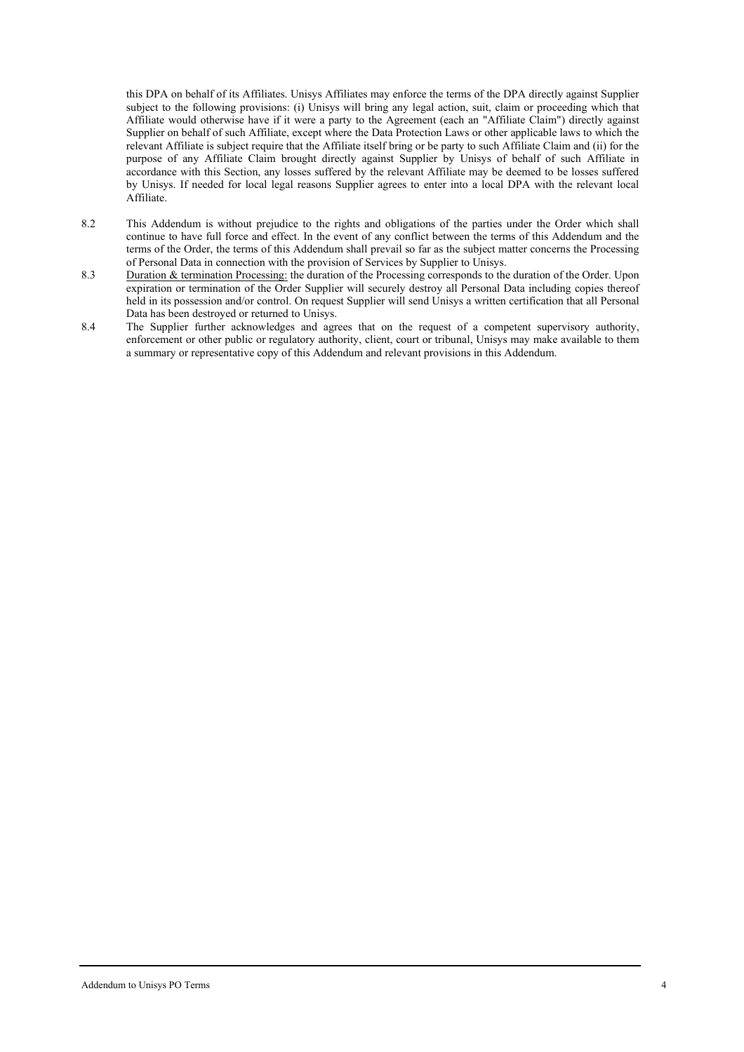this DPA on behalf of its Affiliates. Unisys Affiliates may enforce the terms of the DPA directly against Supplier subject to the following provisions: (i) Unisys will bring any legal action, suit, claim or proceeding which that Affiliate would otherwise have if it were a party to the Agreement (each an "Affiliate Claim") directly against Supplier on behalf of such Affiliate, except where the Data Protection Laws or other applicable laws to which the relevant Affiliate is subject require that the Affiliate itself bring or be party to such Affiliate Claim and (ii) for the purpose of any Affiliate Claim brought directly against Supplier by Unisys of behalf of such Affiliate in accordance with this Section, any losses suffered by the relevant Affiliate may be deemed to be losses suffered by Unisys. If needed for local legal reasons Supplier agrees to enter into a local DPA with the relevant local Affiliate.

8.2 This Addendum is without prejudice to the rights and obligations of the parties under the Order which shall continue to have full force and effect. In the event of any conflict between the terms of this Addendum and the terms of the Order, the terms of this Addendum shall prevail so far as the subject matter concerns the Processing of Personal Data in connection with the provision of Services by Supplier to Unisys.

8.3 Duration & termination Processing: the duration of the Processing corresponds to the duration of the Order. Upon expiration or termination of the Order Supplier will securely destroy all Personal Data including copies thereof held in its possession and/or control. On request Supplier will send Unisys a written certification that all Personal Data has been destroyed or returned to Unisys.

8.4 The Supplier further acknowledges and agrees that on the request of a competent supervisory authority, enforcement or other public or regulatory authority, client, court or tribunal, Unisys may make available to them a summary or representative copy of this Addendum and relevant provisions in this Addendum.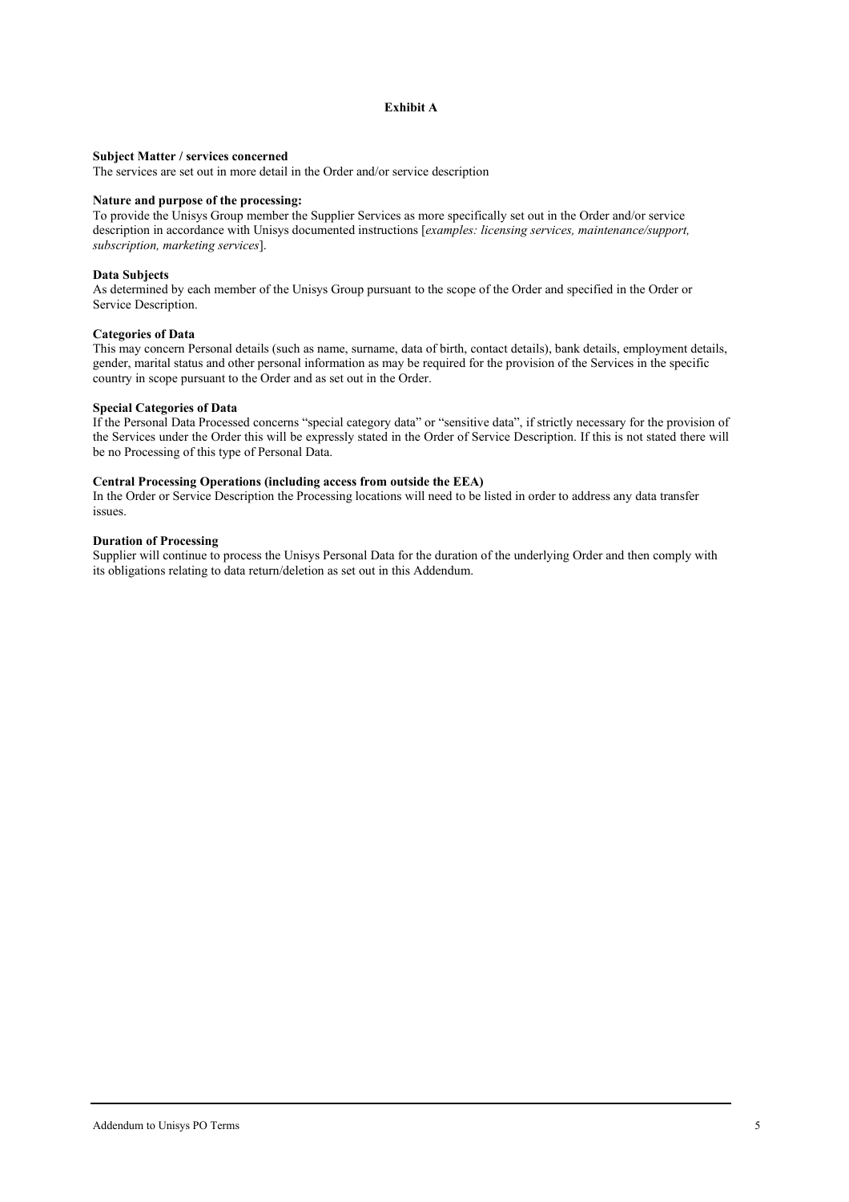# Exhibit A

**Subject Matter / services concerned**

The services are set out in more detail in the Order and/or service description

**Nature and purpose of the processing:**

To provide the Unisys Group member the Supplier Services as more specifically set out in the Order and/or service description in accordance with Unisys documented instructions [*examples: licensing services, maintenance/support, subscription, marketing services*].

**Data Subjects**

As determined by each member of the Unisys Group pursuant to the scope of the Order and specified in the Order or Service Description.

**Categories of Data**

This may concern Personal details (such as name, surname, data of birth, contact details), bank details, employment details, gender, marital status and other personal information as may be required for the provision of the Services in the specific country in scope pursuant to the Order and as set out in the Order.

**Special Categories of Data**

If the Personal Data Processed concerns "special category data" or "sensitive data", if strictly necessary for the provision of the Services under the Order this will be expressly stated in the Order of Service Description. If this is not stated there will be no Processing of this type of Personal Data.

**Central Processing Operations (including access from outside the EEA)**

In the Order or Service Description the Processing locations will need to be listed in order to address any data transfer issues.

**Duration of Processing**

Supplier will continue to process the Unisys Personal Data for the duration of the underlying Order and then comply with its obligations relating to data return/deletion as set out in this Addendum.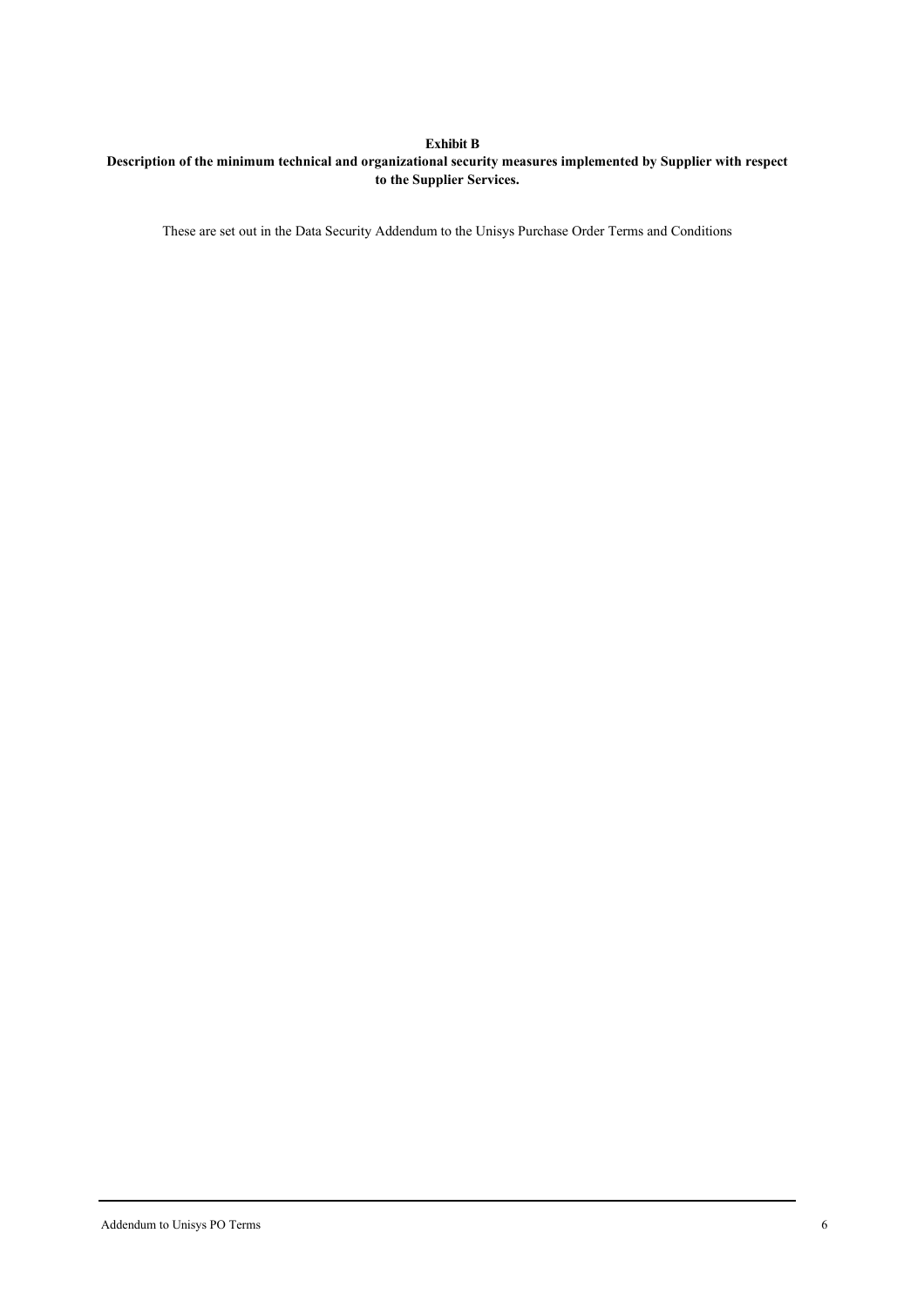**Exhibit B**

**Description of the minimum technical and organizational security measures implemented by Supplier with respect to the Supplier Services.**

These are set out in the Data Security Addendum to the Unisys Purchase Order Terms and Conditions